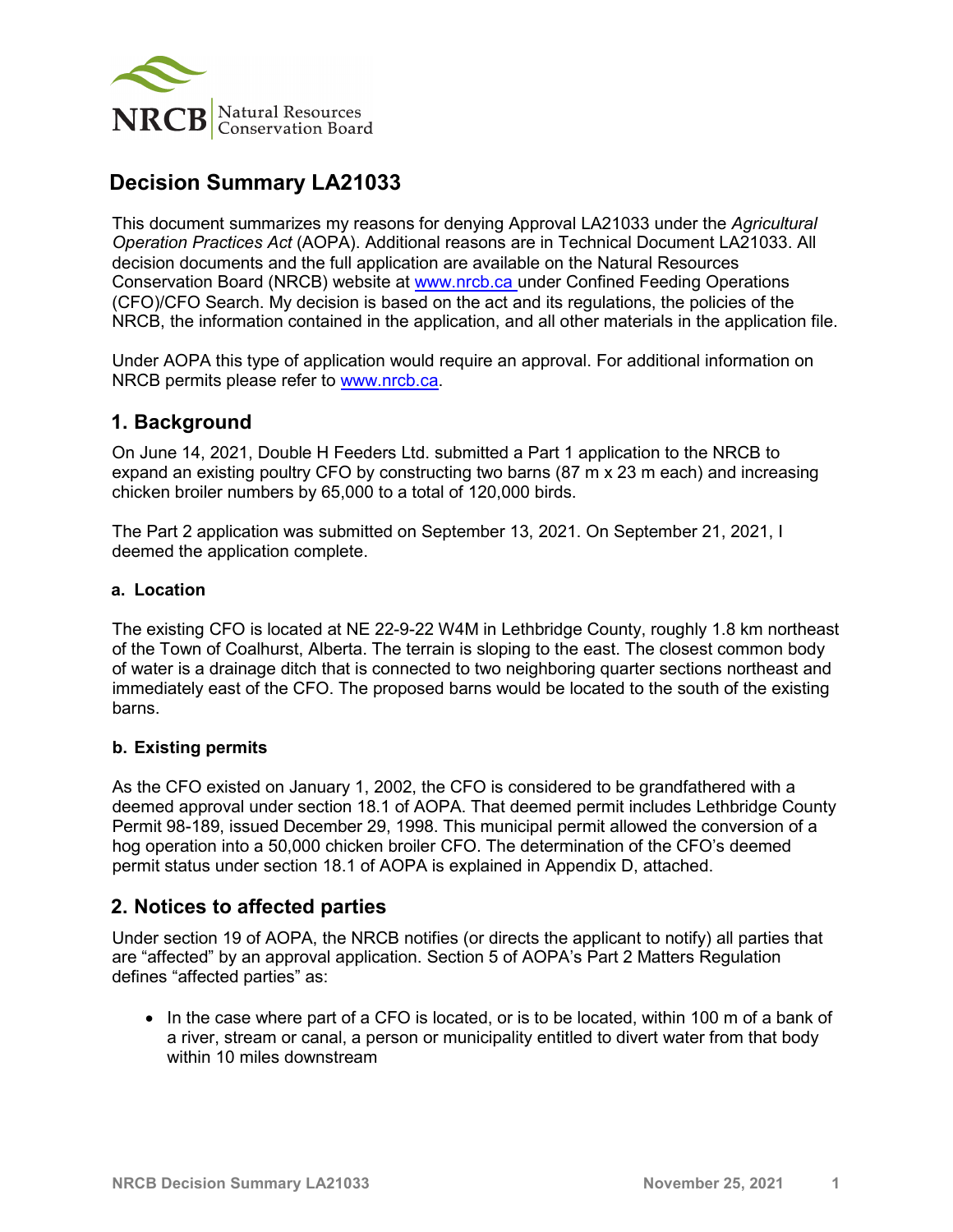# Decision Summary LA21033

This document summarizes my reasons for denying Approval LA21033 under the *Agricultural Operation Practices Act* (AOPA). Additional reasons are in Technical Document LA21033. All decision documents and the full application are available on the Natural Resources Conservation Board (NRCB) website at www.nrcb.ca under Confined Feeding Operations (CFO)/CFO Search. My decision is based on the act and its regulations, the policies of the NRCB, the information contained in the application, and all other materials in the application file.

Under AOPA this type of application would require an approval. For additional information on NRCB permits please refer to www.nrcb.ca.

## 1. Background

On June 14, 2021, Double H Feeders Ltd. submitted a Part 1 application to the NRCB to expand an existing poultry CFO by constructing two barns (87 m x 23 m each) and increasing chicken broiler numbers by 65,000 to a total of 120,000 birds.

The Part 2 application was submitted on September 13, 2021. On September 21, 2021, I deemed the application complete.

### a. Location

The existing CFO is located at NE 22-9-22 W4M in Lethbridge County, roughly 1.8 km northeast of the Town of Coalhurst, Alberta. The terrain is sloping to the east. The closest common body of water is a drainage ditch that is connected to two neighboring quarter sections northeast and immediately east of the CFO. The proposed barns would be located to the south of the existing barns.

### b. Existing permits

As the CFO existed on January 1, 2002, the CFO is considered to be grandfathered with a deemed approval under section 18.1 of AOPA. That deemed permit includes Lethbridge County Permit 98-189, issued December 29, 1998. This municipal permit allowed the conversion of a hog operation into a 50,000 chicken broiler CFO. The determination of the CFO's deemed permit status under section 18.1 of AOPA is explained in Appendix D, attached.

## 2. Notices to affected parties

Under section 19 of AOPA, the NRCB notifies (or directs the applicant to notify) all parties that are "affected" by an approval application. Section 5 of AOPA's Part 2 Matters Regulation defines "affected parties" as:

- In the case where part of a CFO is located, or is to be located, within 100 m of a bank of a river, stream or canal, a person or municipality entitled to divert water from that body within 10 miles downstream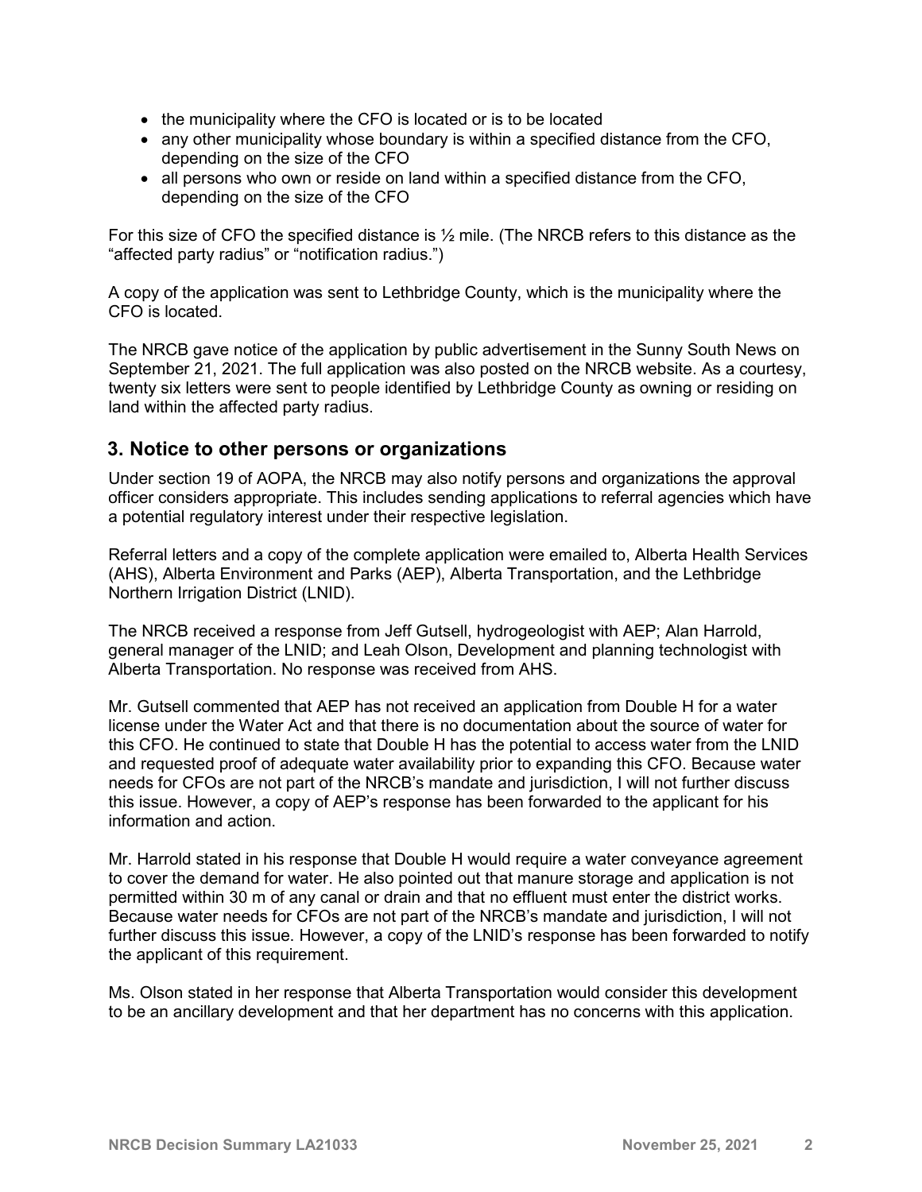- the municipality where the CFO is located or is to be located
- any other municipality whose boundary is within a specified distance from the CFO, depending on the size of the CFO
- all persons who own or reside on land within a specified distance from the CFO, depending on the size of the CFO

For this size of CFO the specified distance is ½ mile. (The NRCB refers to this distance as the "affected party radius" or "notification radius.")

A copy of the application was sent to Lethbridge County, which is the municipality where the CFO is located.

The NRCB gave notice of the application by public advertisement in the Sunny South News on September 21, 2021. The full application was also posted on the NRCB website. As a courtesy, twenty six letters were sent to people identified by Lethbridge County as owning or residing on land within the affected party radius.

## 3. Notice to other persons or organizations

Under section 19 of AOPA, the NRCB may also notify persons and organizations the approval officer considers appropriate. This includes sending applications to referral agencies which have a potential regulatory interest under their respective legislation.

Referral letters and a copy of the complete application were emailed to, Alberta Health Services (AHS), Alberta Environment and Parks (AEP), Alberta Transportation, and the Lethbridge Northern Irrigation District (LNID).

The NRCB received a response from Jeff Gutsell, hydrogeologist with AEP; Alan Harrold, general manager of the LNID; and Leah Olson, Development and planning technologist with Alberta Transportation. No response was received from AHS.

Mr. Gutsell commented that AEP has not received an application from Double H for a water license under the Water Act and that there is no documentation about the source of water for this CFO. He continued to state that Double H has the potential to access water from the LNID and requested proof of adequate water availability prior to expanding this CFO. Because water needs for CFOs are not part of the NRCB's mandate and jurisdiction, I will not further discuss this issue. However, a copy of AEP's response has been forwarded to the applicant for his information and action.

Mr. Harrold stated in his response that Double H would require a water conveyance agreement to cover the demand for water. He also pointed out that manure storage and application is not permitted within 30 m of any canal or drain and that no effluent must enter the district works. Because water needs for CFOs are not part of the NRCB's mandate and jurisdiction, I will not further discuss this issue. However, a copy of the LNID's response has been forwarded to notify the applicant of this requirement.

Ms. Olson stated in her response that Alberta Transportation would consider this development to be an ancillary development and that her department has no concerns with this application.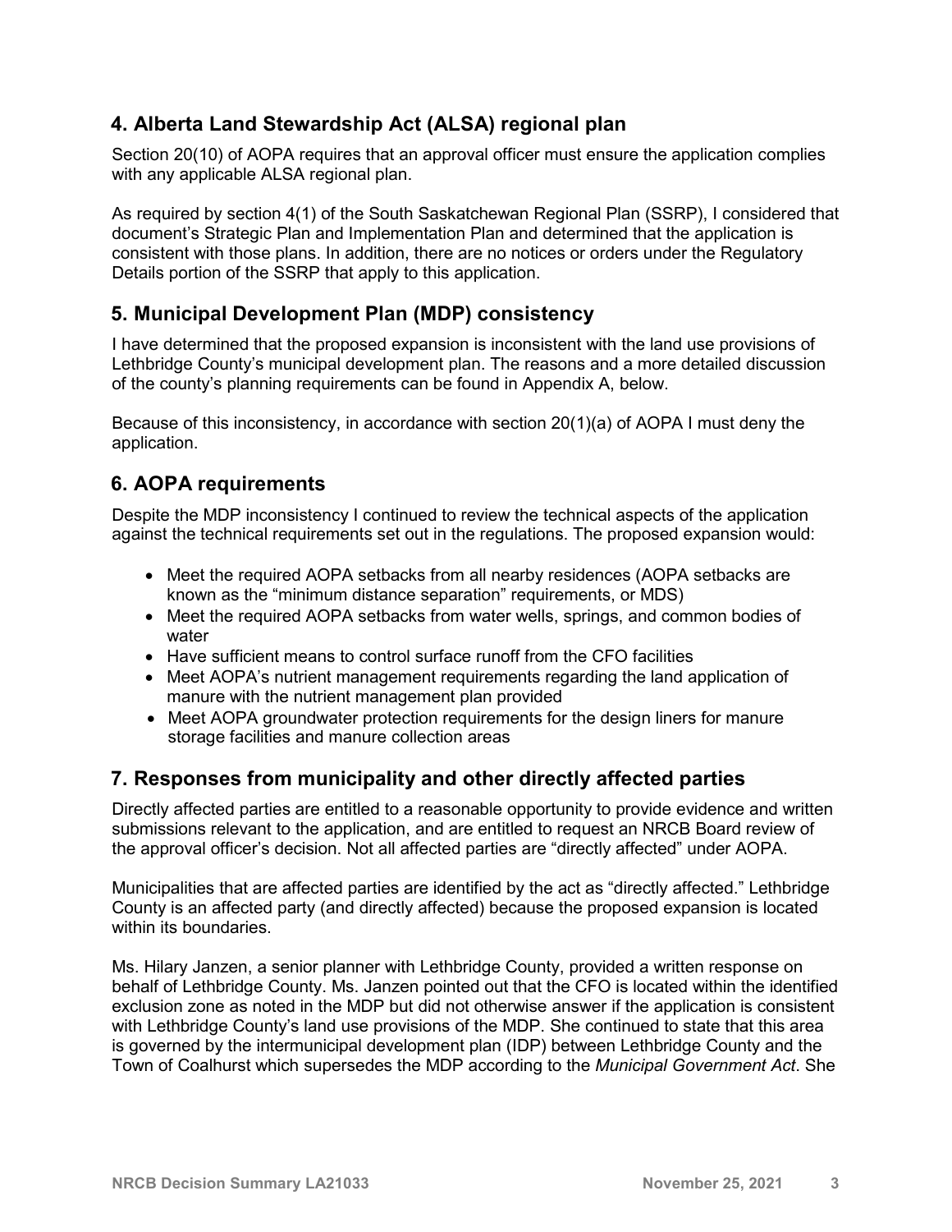## 4. Alberta Land Stewardship Act (ALSA) regional plan

Section 20(10) of AOPA requires that an approval officer must ensure the application complies with any applicable ALSA regional plan.

As required by section 4(1) of the South Saskatchewan Regional Plan (SSRP), I considered that document's Strategic Plan and Implementation Plan and determined that the application is consistent with those plans. In addition, there are no notices or orders under the Regulatory Details portion of the SSRP that apply to this application.

## 5. Municipal Development Plan (MDP) consistency

I have determined that the proposed expansion is inconsistent with the land use provisions of Lethbridge County's municipal development plan. The reasons and a more detailed discussion of the county's planning requirements can be found in Appendix A, below.

Because of this inconsistency, in accordance with section 20(1)(a) of AOPA I must deny the application.

## 6. AOPA requirements

Despite the MDP inconsistency I continued to review the technical aspects of the application against the technical requirements set out in the regulations. The proposed expansion would:

- Meet the required AOPA setbacks from all nearby residences (AOPA setbacks are known as the "minimum distance separation" requirements, or MDS)
- Meet the required AOPA setbacks from water wells, springs, and common bodies of water
- Have sufficient means to control surface runoff from the CFO facilities
- Meet AOPA's nutrient management requirements regarding the land application of manure with the nutrient management plan provided
- Meet AOPA groundwater protection requirements for the design liners for manure storage facilities and manure collection areas

## 7. Responses from municipality and other directly affected parties

Directly affected parties are entitled to a reasonable opportunity to provide evidence and written submissions relevant to the application, and are entitled to request an NRCB Board review of the approval officer's decision. Not all affected parties are "directly affected" under AOPA.

Municipalities that are affected parties are identified by the act as "directly affected." Lethbridge County is an affected party (and directly affected) because the proposed expansion is located within its boundaries.

Ms. Hilary Janzen, a senior planner with Lethbridge County, provided a written response on behalf of Lethbridge County. Ms. Janzen pointed out that the CFO is located within the identified exclusion zone as noted in the MDP but did not otherwise answer if the application is consistent with Lethbridge County's land use provisions of the MDP. She continued to state that this area is governed by the intermunicipal development plan (IDP) between Lethbridge County and the Town of Coalhurst which supersedes the MDP according to the *Municipal Government Act*. She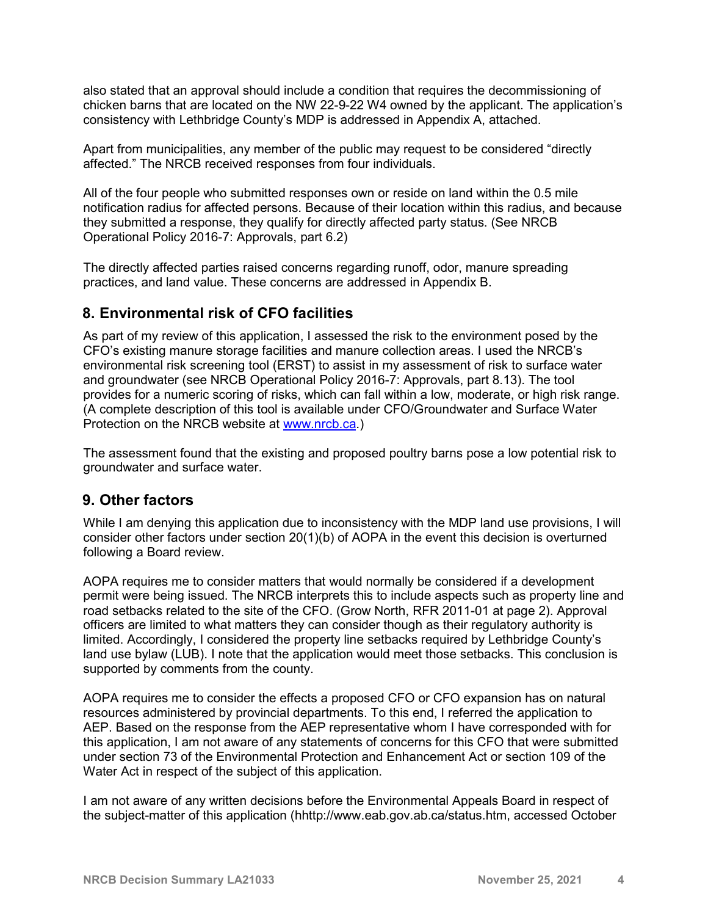also stated that an approval should include a condition that requires the decommissioning of chicken barns that are located on the NW 22-9-22 W4 owned by the applicant. The application's consistency with Lethbridge County's MDP is addressed in Appendix A, attached.

Apart from municipalities, any member of the public may request to be considered "directly affected." The NRCB received responses from four individuals.

All of the four people who submitted responses own or reside on land within the 0.5 mile notification radius for affected persons. Because of their location within this radius, and because they submitted a response, they qualify for directly affected party status. (See NRCB Operational Policy 2016-7: Approvals, part 6.2)

The directly affected parties raised concerns regarding runoff, odor, manure spreading practices, and land value. These concerns are addressed in Appendix B.

## 8. Environmental risk of CFO facilities

As part of my review of this application, I assessed the risk to the environment posed by the CFO's existing manure storage facilities and manure collection areas. I used the NRCB's environmental risk screening tool (ERST) to assist in my assessment of risk to surface water and groundwater (see NRCB Operational Policy 2016-7: Approvals, part 8.13). The tool provides for a numeric scoring of risks, which can fall within a low, moderate, or high risk range. (A complete description of this tool is available under CFO/Groundwater and Surface Water Protection on the NRCB website at www.nrcb.ca.)

The assessment found that the existing and proposed poultry barns pose a low potential risk to groundwater and surface water.

## 9. Other factors

While I am denying this application due to inconsistency with the MDP land use provisions, I will consider other factors under section 20(1)(b) of AOPA in the event this decision is overturned following a Board review.

AOPA requires me to consider matters that would normally be considered if a development permit were being issued. The NRCB interprets this to include aspects such as property line and road setbacks related to the site of the CFO. (Grow North, RFR 2011-01 at page 2). Approval officers are limited to what matters they can consider though as their regulatory authority is limited. Accordingly, I considered the property line setbacks required by Lethbridge County's land use bylaw (LUB). I note that the application would meet those setbacks. This conclusion is supported by comments from the county.

AOPA requires me to consider the effects a proposed CFO or CFO expansion has on natural resources administered by provincial departments. To this end, I referred the application to AEP. Based on the response from the AEP representative whom I have corresponded with for this application, I am not aware of any statements of concerns for this CFO that were submitted under section 73 of the Environmental Protection and Enhancement Act or section 109 of the Water Act in respect of the subject of this application.

I am not aware of any written decisions before the Environmental Appeals Board in respect of the subject-matter of this application (hhttp://www.eab.gov.ab.ca/status.htm, accessed October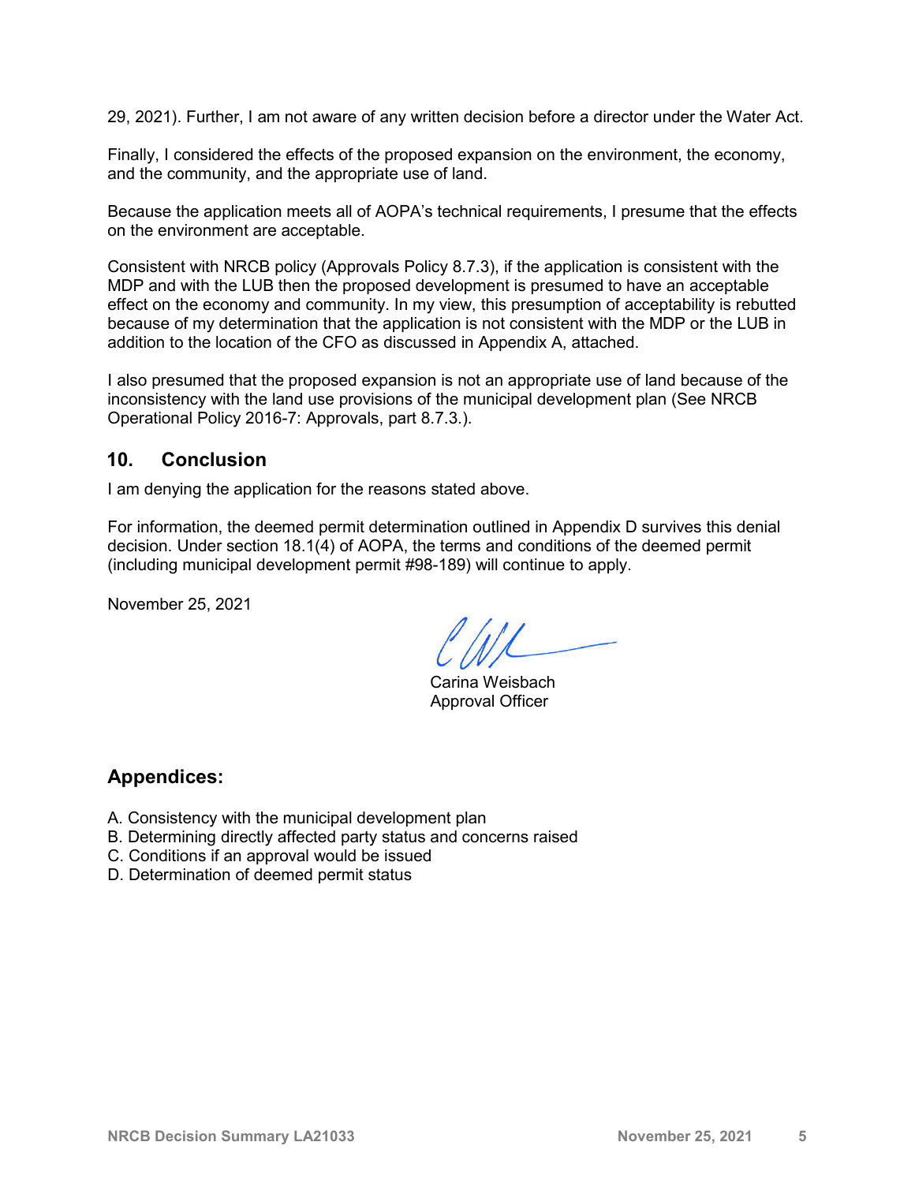29, 2021). Further, I am not aware of any written decision before a director under the Water Act.

Finally, I considered the effects of the proposed expansion on the environment, the economy, and the community, and the appropriate use of land.

Because the application meets all of AOPA's technical requirements, I presume that the effects on the environment are acceptable.

Consistent with NRCB policy (Approvals Policy 8.7.3), if the application is consistent with the MDP and with the LUB then the proposed development is presumed to have an acceptable effect on the economy and community. In my view, this presumption of acceptability is rebutted because of my determination that the application is not consistent with the MDP or the LUB in addition to the location of the CFO as discussed in Appendix A, attached.

I also presumed that the proposed expansion is not an appropriate use of land because of the inconsistency with the land use provisions of the municipal development plan (See NRCB Operational Policy 2016-7: Approvals, part 8.7.3.).

## 10. Conclusion

I am denying the application for the reasons stated above.

For information, the deemed permit determination outlined in Appendix D survives this denial decision. Under section 18.1(4) of AOPA, the terms and conditions of the deemed permit (including municipal development permit #98-189) will continue to apply.

November 25, 2021

Carina Weisbach
Approval Officer

## Appendices:

A. Consistency with the municipal development plan
B. Determining directly affected party status and concerns raised
C. Conditions if an approval would be issued
D. Determination of deemed permit status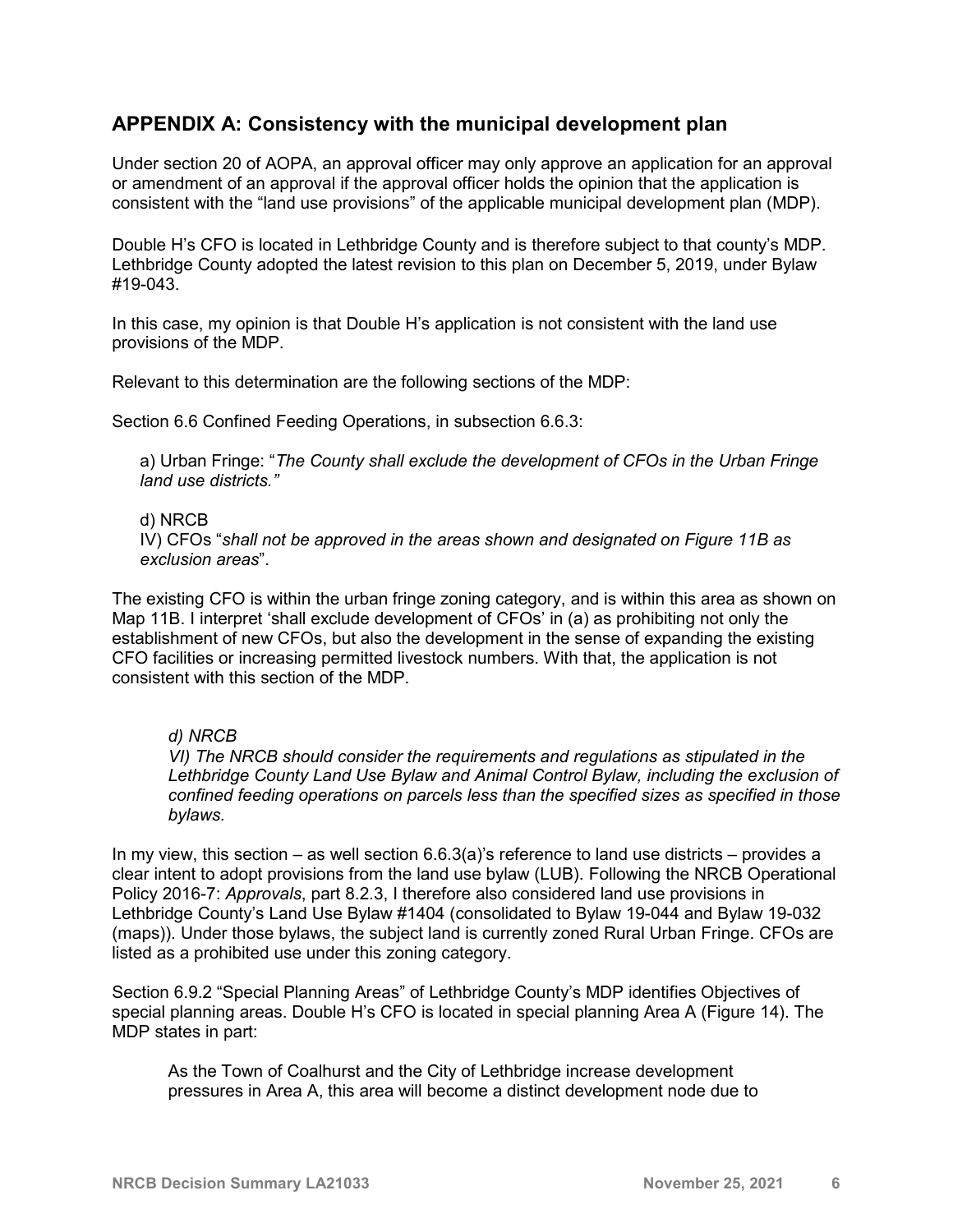## APPENDIX A: Consistency with the municipal development plan

Under section 20 of AOPA, an approval officer may only approve an application for an approval or amendment of an approval if the approval officer holds the opinion that the application is consistent with the "land use provisions" of the applicable municipal development plan (MDP).

Double H's CFO is located in Lethbridge County and is therefore subject to that county's MDP. Lethbridge County adopted the latest revision to this plan on December 5, 2019, under Bylaw #19-043.

In this case, my opinion is that Double H's application is not consistent with the land use provisions of the MDP.

Relevant to this determination are the following sections of the MDP:

Section 6.6 Confined Feeding Operations, in subsection 6.6.3:

> a) Urban Fringe: "*The County shall exclude the development of CFOs in the Urban Fringe land use districts."*
>
> d) NRCB
> IV) CFOs "*shall not be approved in the areas shown and designated on Figure 11B as exclusion areas*".

The existing CFO is within the urban fringe zoning category, and is within this area as shown on Map 11B. I interpret 'shall exclude development of CFOs' in (a) as prohibiting not only the establishment of new CFOs, but also the development in the sense of expanding the existing CFO facilities or increasing permitted livestock numbers. With that, the application is not consistent with this section of the MDP.

> *d) NRCB*
> *VI) The NRCB should consider the requirements and regulations as stipulated in the Lethbridge County Land Use Bylaw and Animal Control Bylaw, including the exclusion of confined feeding operations on parcels less than the specified sizes as specified in those bylaws.*

In my view, this section – as well section 6.6.3(a)'s reference to land use districts – provides a clear intent to adopt provisions from the land use bylaw (LUB). Following the NRCB Operational Policy 2016-7: *Approvals*, part 8.2.3, I therefore also considered land use provisions in Lethbridge County's Land Use Bylaw #1404 (consolidated to Bylaw 19-044 and Bylaw 19-032 (maps)). Under those bylaws, the subject land is currently zoned Rural Urban Fringe. CFOs are listed as a prohibited use under this zoning category.

Section 6.9.2 "Special Planning Areas" of Lethbridge County's MDP identifies Objectives of special planning areas. Double H's CFO is located in special planning Area A (Figure 14). The MDP states in part:

> As the Town of Coalhurst and the City of Lethbridge increase development pressures in Area A, this area will become a distinct development node due to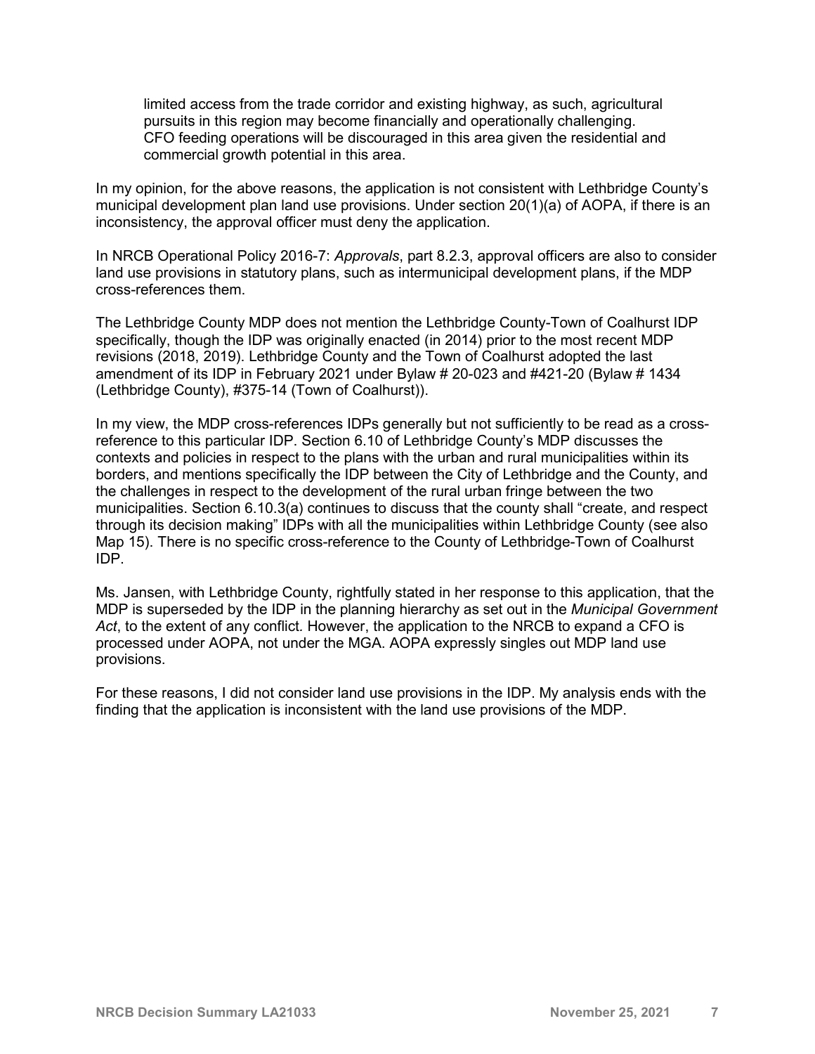> limited access from the trade corridor and existing highway, as such, agricultural pursuits in this region may become financially and operationally challenging. CFO feeding operations will be discouraged in this area given the residential and commercial growth potential in this area.

In my opinion, for the above reasons, the application is not consistent with Lethbridge County's municipal development plan land use provisions. Under section 20(1)(a) of AOPA, if there is an inconsistency, the approval officer must deny the application.

In NRCB Operational Policy 2016-7: *Approvals*, part 8.2.3, approval officers are also to consider land use provisions in statutory plans, such as intermunicipal development plans, if the MDP cross-references them.

The Lethbridge County MDP does not mention the Lethbridge County-Town of Coalhurst IDP specifically, though the IDP was originally enacted (in 2014) prior to the most recent MDP revisions (2018, 2019). Lethbridge County and the Town of Coalhurst adopted the last amendment of its IDP in February 2021 under Bylaw # 20-023 and #421-20 (Bylaw # 1434 (Lethbridge County), #375-14 (Town of Coalhurst)).

In my view, the MDP cross-references IDPs generally but not sufficiently to be read as a cross-reference to this particular IDP. Section 6.10 of Lethbridge County's MDP discusses the contexts and policies in respect to the plans with the urban and rural municipalities within its borders, and mentions specifically the IDP between the City of Lethbridge and the County, and the challenges in respect to the development of the rural urban fringe between the two municipalities. Section 6.10.3(a) continues to discuss that the county shall "create, and respect through its decision making" IDPs with all the municipalities within Lethbridge County (see also Map 15). There is no specific cross-reference to the County of Lethbridge-Town of Coalhurst IDP.

Ms. Jansen, with Lethbridge County, rightfully stated in her response to this application, that the MDP is superseded by the IDP in the planning hierarchy as set out in the *Municipal Government Act*, to the extent of any conflict. However, the application to the NRCB to expand a CFO is processed under AOPA, not under the MGA. AOPA expressly singles out MDP land use provisions.

For these reasons, I did not consider land use provisions in the IDP. My analysis ends with the finding that the application is inconsistent with the land use provisions of the MDP.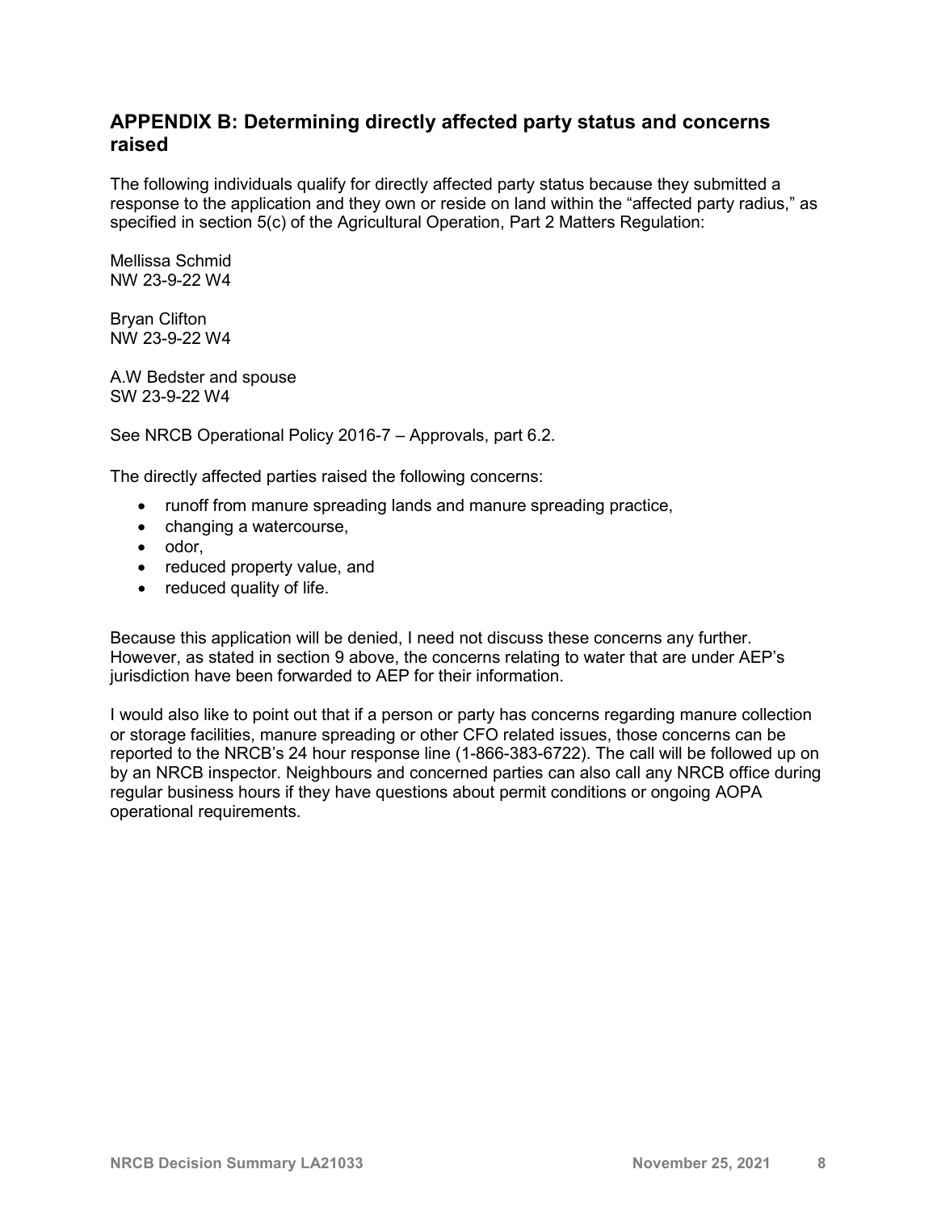## APPENDIX B: Determining directly affected party status and concerns raised

The following individuals qualify for directly affected party status because they submitted a response to the application and they own or reside on land within the "affected party radius," as specified in section 5(c) of the Agricultural Operation, Part 2 Matters Regulation:

Mellissa Schmid
NW 23-9-22 W4

Bryan Clifton
NW 23-9-22 W4

A.W Bedster and spouse
SW 23-9-22 W4

See NRCB Operational Policy 2016-7 – Approvals, part 6.2.

The directly affected parties raised the following concerns:

- runoff from manure spreading lands and manure spreading practice,
- changing a watercourse,
- odor,
- reduced property value, and
- reduced quality of life.

Because this application will be denied, I need not discuss these concerns any further. However, as stated in section 9 above, the concerns relating to water that are under AEP's jurisdiction have been forwarded to AEP for their information.

I would also like to point out that if a person or party has concerns regarding manure collection or storage facilities, manure spreading or other CFO related issues, those concerns can be reported to the NRCB's 24 hour response line (1-866-383-6722). The call will be followed up on by an NRCB inspector. Neighbours and concerned parties can also call any NRCB office during regular business hours if they have questions about permit conditions or ongoing AOPA operational requirements.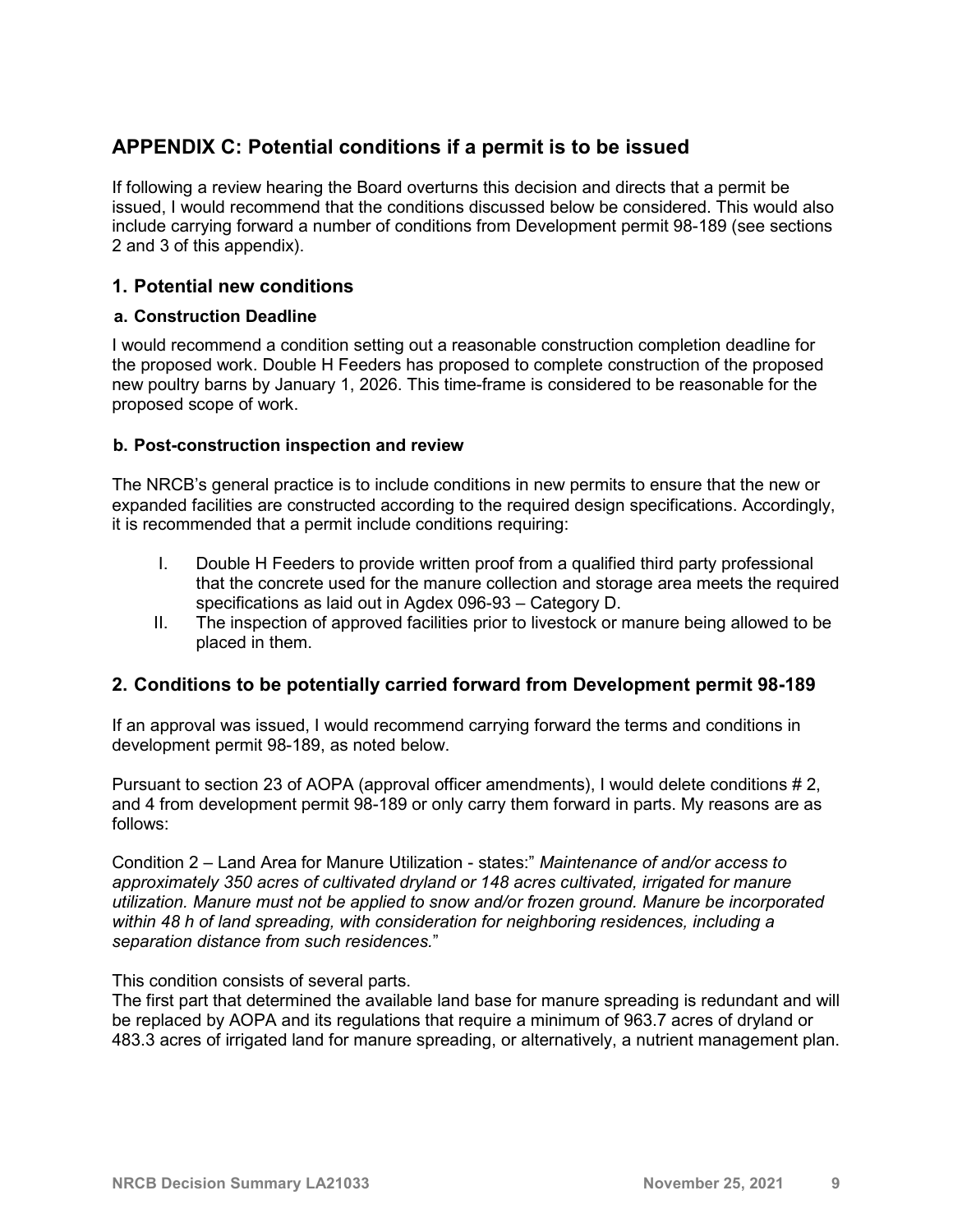## APPENDIX C: Potential conditions if a permit is to be issued

If following a review hearing the Board overturns this decision and directs that a permit be issued, I would recommend that the conditions discussed below be considered. This would also include carrying forward a number of conditions from Development permit 98-189 (see sections 2 and 3 of this appendix).

### 1. Potential new conditions

#### a. Construction Deadline

I would recommend a condition setting out a reasonable construction completion deadline for the proposed work. Double H Feeders has proposed to complete construction of the proposed new poultry barns by January 1, 2026. This time-frame is considered to be reasonable for the proposed scope of work.

#### b. Post-construction inspection and review

The NRCB's general practice is to include conditions in new permits to ensure that the new or expanded facilities are constructed according to the required design specifications. Accordingly, it is recommended that a permit include conditions requiring:

I. Double H Feeders to provide written proof from a qualified third party professional that the concrete used for the manure collection and storage area meets the required specifications as laid out in Agdex 096-93 – Category D.
II. The inspection of approved facilities prior to livestock or manure being allowed to be placed in them.

### 2. Conditions to be potentially carried forward from Development permit 98-189

If an approval was issued, I would recommend carrying forward the terms and conditions in development permit 98-189, as noted below.

Pursuant to section 23 of AOPA (approval officer amendments), I would delete conditions # 2, and 4 from development permit 98-189 or only carry them forward in parts. My reasons are as follows:

Condition 2 – Land Area for Manure Utilization - states:" *Maintenance of and/or access to approximately 350 acres of cultivated dryland or 148 acres cultivated, irrigated for manure utilization. Manure must not be applied to snow and/or frozen ground. Manure be incorporated within 48 h of land spreading, with consideration for neighboring residences, including a separation distance from such residences.*"

This condition consists of several parts.
The first part that determined the available land base for manure spreading is redundant and will be replaced by AOPA and its regulations that require a minimum of 963.7 acres of dryland or 483.3 acres of irrigated land for manure spreading, or alternatively, a nutrient management plan.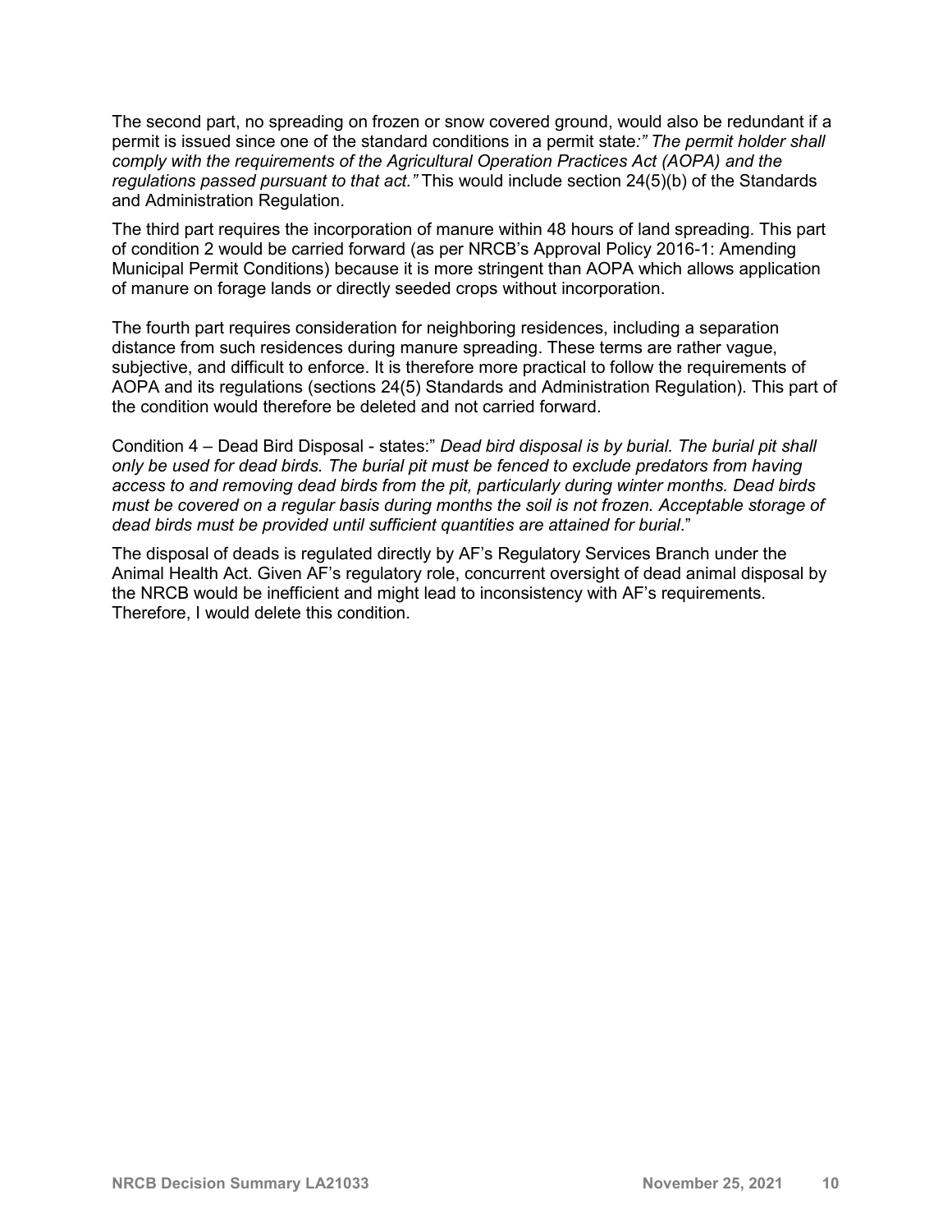The second part, no spreading on frozen or snow covered ground, would also be redundant if a permit is issued since one of the standard conditions in a permit state*:" The permit holder shall comply with the requirements of the Agricultural Operation Practices Act (AOPA) and the regulations passed pursuant to that act."* This would include section 24(5)(b) of the Standards and Administration Regulation.

The third part requires the incorporation of manure within 48 hours of land spreading. This part of condition 2 would be carried forward (as per NRCB's Approval Policy 2016-1: Amending Municipal Permit Conditions) because it is more stringent than AOPA which allows application of manure on forage lands or directly seeded crops without incorporation.

The fourth part requires consideration for neighboring residences, including a separation distance from such residences during manure spreading. These terms are rather vague, subjective, and difficult to enforce. It is therefore more practical to follow the requirements of AOPA and its regulations (sections 24(5) Standards and Administration Regulation). This part of the condition would therefore be deleted and not carried forward.

Condition 4 – Dead Bird Disposal - states:" *Dead bird disposal is by burial. The burial pit shall only be used for dead birds. The burial pit must be fenced to exclude predators from having access to and removing dead birds from the pit, particularly during winter months. Dead birds must be covered on a regular basis during months the soil is not frozen. Acceptable storage of dead birds must be provided until sufficient quantities are attained for burial*."

The disposal of deads is regulated directly by AF's Regulatory Services Branch under the Animal Health Act. Given AF's regulatory role, concurrent oversight of dead animal disposal by the NRCB would be inefficient and might lead to inconsistency with AF's requirements. Therefore, I would delete this condition.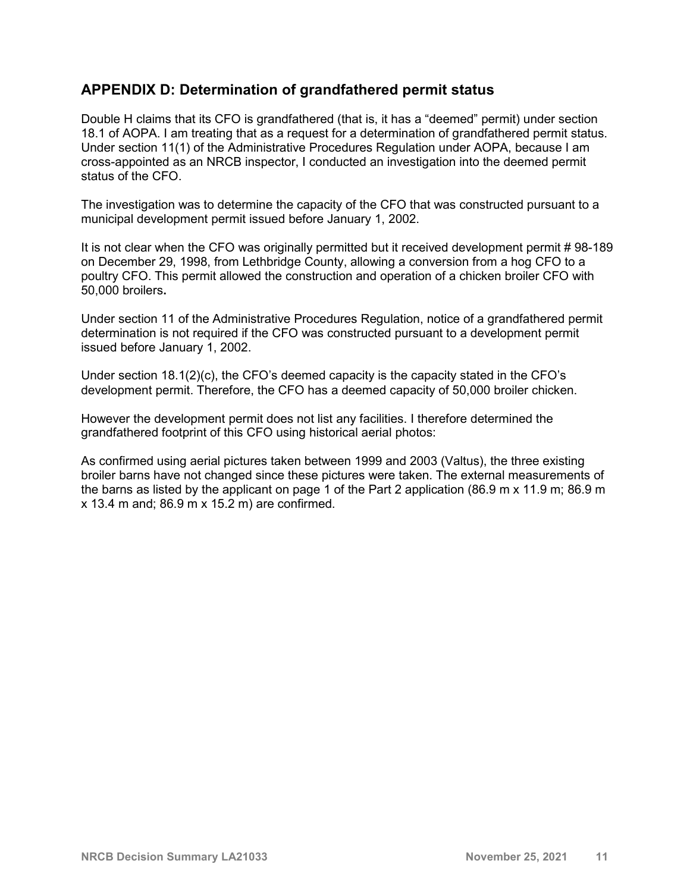## APPENDIX D: Determination of grandfathered permit status

Double H claims that its CFO is grandfathered (that is, it has a "deemed" permit) under section 18.1 of AOPA. I am treating that as a request for a determination of grandfathered permit status. Under section 11(1) of the Administrative Procedures Regulation under AOPA, because I am cross-appointed as an NRCB inspector, I conducted an investigation into the deemed permit status of the CFO.

The investigation was to determine the capacity of the CFO that was constructed pursuant to a municipal development permit issued before January 1, 2002.

It is not clear when the CFO was originally permitted but it received development permit # 98-189 on December 29, 1998, from Lethbridge County, allowing a conversion from a hog CFO to a poultry CFO. This permit allowed the construction and operation of a chicken broiler CFO with 50,000 broilers**.**

Under section 11 of the Administrative Procedures Regulation, notice of a grandfathered permit determination is not required if the CFO was constructed pursuant to a development permit issued before January 1, 2002.

Under section 18.1(2)(c), the CFO's deemed capacity is the capacity stated in the CFO's development permit. Therefore, the CFO has a deemed capacity of 50,000 broiler chicken.

However the development permit does not list any facilities. I therefore determined the grandfathered footprint of this CFO using historical aerial photos:

As confirmed using aerial pictures taken between 1999 and 2003 (Valtus), the three existing broiler barns have not changed since these pictures were taken. The external measurements of the barns as listed by the applicant on page 1 of the Part 2 application (86.9 m x 11.9 m; 86.9 m x 13.4 m and; 86.9 m x 15.2 m) are confirmed.